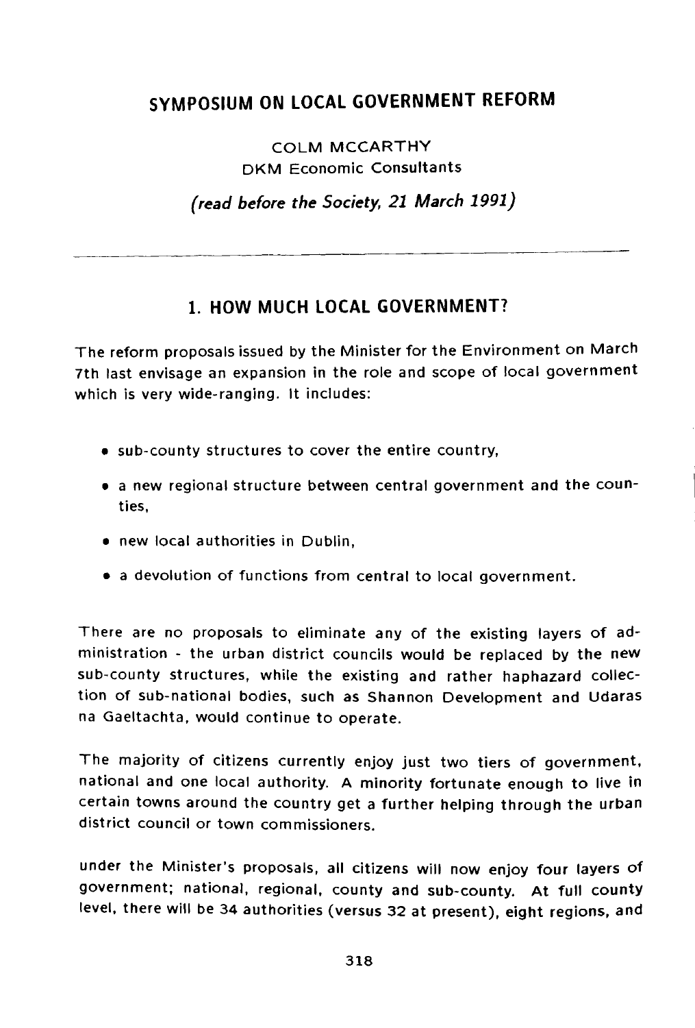# SYMPOSIUM ON LOCAL GOVERNMENT REFORM

COLM MCCARTHY
DKM Economic Consultants

*(read before the Society, 21 March 1991)*

---

## 1. HOW MUCH LOCAL GOVERNMENT?

The reform proposals issued by the Minister for the Environment on March 7th last envisage an expansion in the role and scope of local government which is very wide-ranging. It includes:

- sub-county structures to cover the entire country,
- a new regional structure between central government and the counties,
- new local authorities in Dublin,
- a devolution of functions from central to local government.

There are no proposals to eliminate any of the existing layers of administration - the urban district councils would be replaced by the new sub-county structures, while the existing and rather haphazard collection of sub-national bodies, such as Shannon Development and Udaras na Gaeltachta, would continue to operate.

The majority of citizens currently enjoy just two tiers of government, national and one local authority. A minority fortunate enough to live in certain towns around the country get a further helping through the urban district council or town commissioners.

under the Minister's proposals, all citizens will now enjoy four layers of government; national, regional, county and sub-county. At full county level, there will be 34 authorities (versus 32 at present), eight regions, and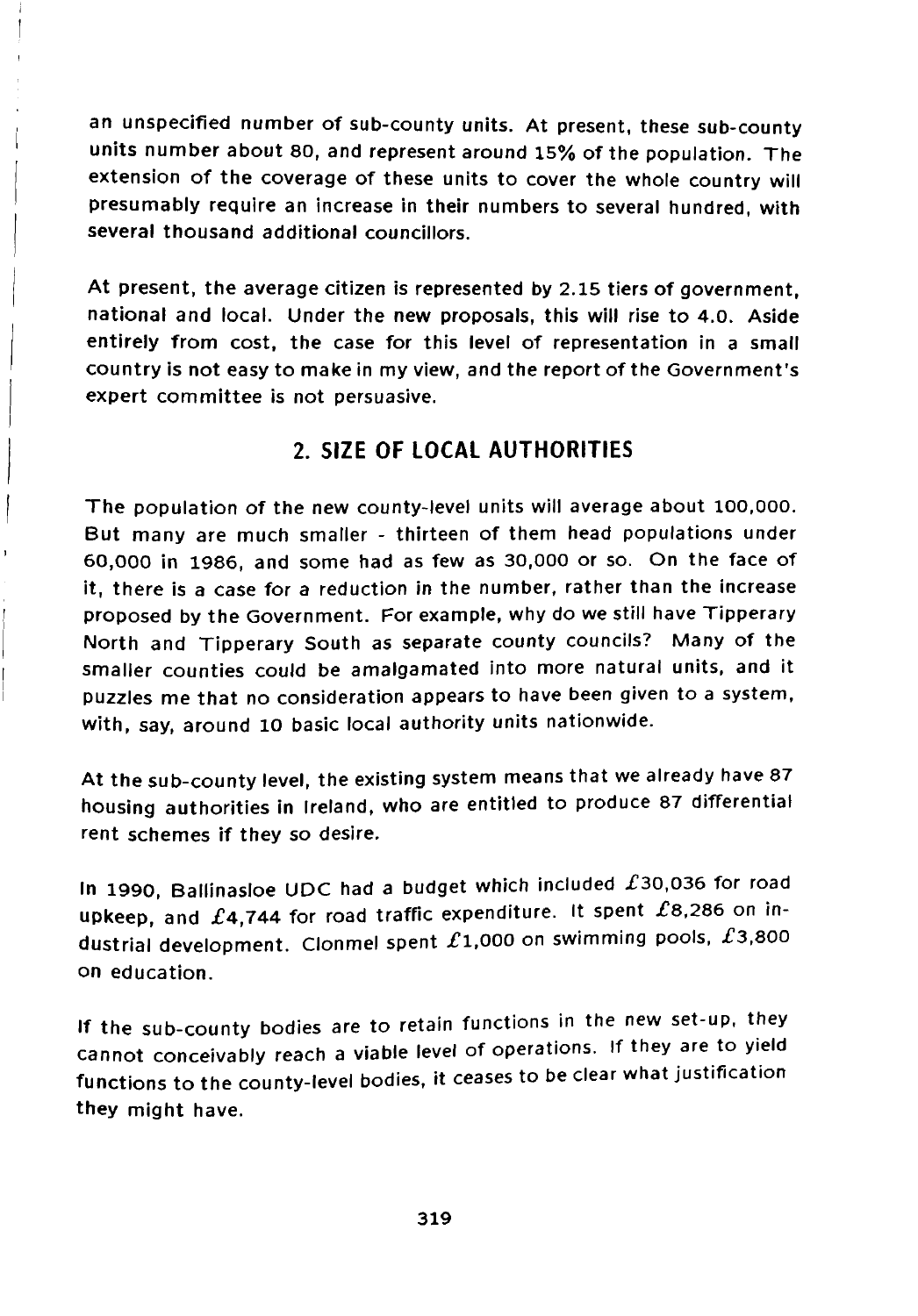an unspecified number of sub-county units. At present, these sub-county units number about 80, and represent around 15% of the population. The extension of the coverage of these units to cover the whole country will presumably require an increase in their numbers to several hundred, with several thousand additional councillors.

At present, the average citizen is represented by 2.15 tiers of government, national and local. Under the new proposals, this will rise to 4.0. Aside entirely from cost, the case for this level of representation in a small country is not easy to make in my view, and the report of the Government's expert committee is not persuasive.

## 2. SIZE OF LOCAL AUTHORITIES

The population of the new county-level units will average about 100,000. But many are much smaller - thirteen of them head populations under 60,000 in 1986, and some had as few as 30,000 or so. On the face of it, there is a case for a reduction in the number, rather than the increase proposed by the Government. For example, why do we still have Tipperary North and Tipperary South as separate county councils? Many of the smaller counties could be amalgamated into more natural units, and it puzzles me that no consideration appears to have been given to a system, with, say, around 10 basic local authority units nationwide.

At the sub-county level, the existing system means that we already have 87 housing authorities in Ireland, who are entitled to produce 87 differential rent schemes if they so desire.

In 1990, Ballinasloe UDC had a budget which included £30,036 for road upkeep, and £4,744 for road traffic expenditure. It spent £8,286 on industrial development. Clonmel spent £1,000 on swimming pools, £3,800 on education.

If the sub-county bodies are to retain functions in the new set-up, they cannot conceivably reach a viable level of operations. If they are to yield functions to the county-level bodies, it ceases to be clear what justification they might have.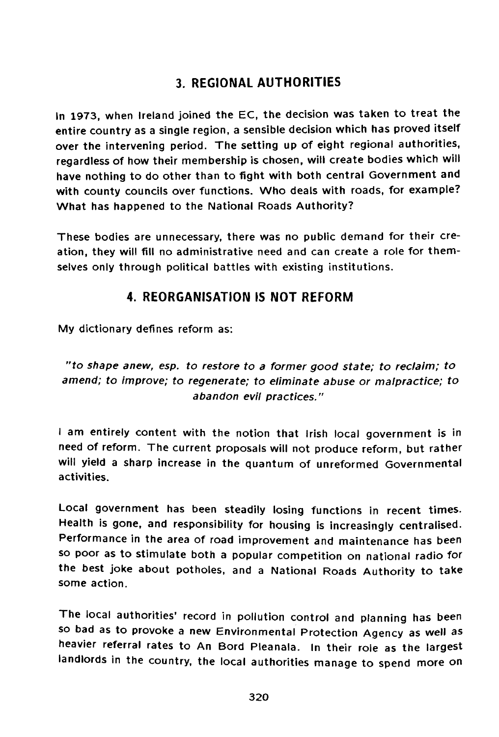## 3. REGIONAL AUTHORITIES

In 1973, when Ireland joined the EC, the decision was taken to treat the entire country as a single region, a sensible decision which has proved itself over the intervening period. The setting up of eight regional authorities, regardless of how their membership is chosen, will create bodies which will have nothing to do other than to fight with both central Government and with county councils over functions. Who deals with roads, for example? What has happened to the National Roads Authority?

These bodies are unnecessary, there was no public demand for their creation, they will fill no administrative need and can create a role for themselves only through political battles with existing institutions.

## 4. REORGANISATION IS NOT REFORM

My dictionary defines reform as:

> *"to shape anew, esp. to restore to a former good state; to reclaim; to amend; to improve; to regenerate; to eliminate abuse or malpractice; to abandon evil practices."*

I am entirely content with the notion that Irish local government is in need of reform. The current proposals will not produce reform, but rather will yield a sharp increase in the quantum of unreformed Governmental activities.

Local government has been steadily losing functions in recent times. Health is gone, and responsibility for housing is increasingly centralised. Performance in the area of road improvement and maintenance has been so poor as to stimulate both a popular competition on national radio for the best joke about potholes, and a National Roads Authority to take some action.

The local authorities' record in pollution control and planning has been so bad as to provoke a new Environmental Protection Agency as well as heavier referral rates to An Bord Pleanala. In their role as the largest landlords in the country, the local authorities manage to spend more on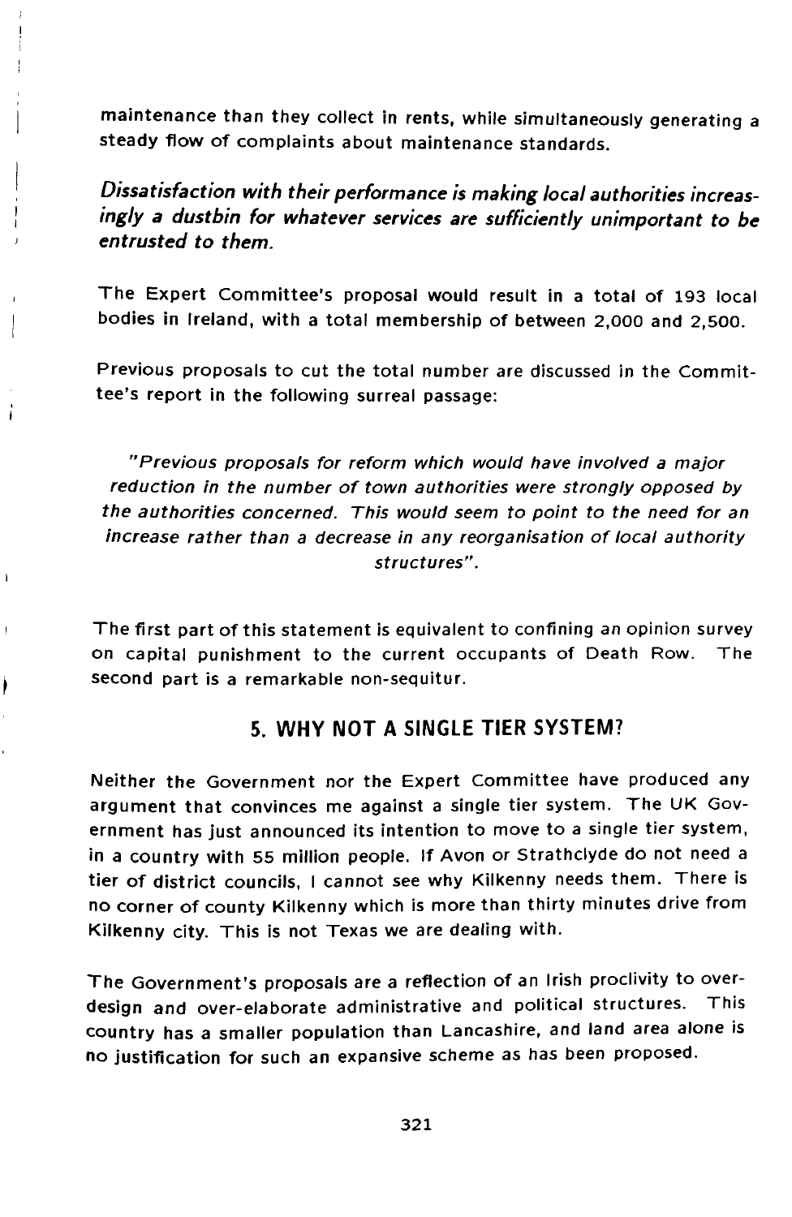maintenance than they collect in rents, while simultaneously generating a steady flow of complaints about maintenance standards.

***Dissatisfaction with their performance is making local authorities increasingly a dustbin for whatever services are sufficiently unimportant to be entrusted to them.***

The Expert Committee's proposal would result in a total of 193 local bodies in Ireland, with a total membership of between 2,000 and 2,500.

Previous proposals to cut the total number are discussed in the Committee's report in the following surreal passage:

> *"Previous proposals for reform which would have involved a major reduction in the number of town authorities were strongly opposed by the authorities concerned. This would seem to point to the need for an increase rather than a decrease in any reorganisation of local authority structures".*

The first part of this statement is equivalent to confining an opinion survey on capital punishment to the current occupants of Death Row. The second part is a remarkable non-sequitur.

## 5. WHY NOT A SINGLE TIER SYSTEM?

Neither the Government nor the Expert Committee have produced any argument that convinces me against a single tier system. The UK Government has just announced its intention to move to a single tier system, in a country with 55 million people. If Avon or Strathclyde do not need a tier of district councils, I cannot see why Kilkenny needs them. There is no corner of county Kilkenny which is more than thirty minutes drive from Kilkenny city. This is not Texas we are dealing with.

The Government's proposals are a reflection of an Irish proclivity to over-design and over-elaborate administrative and political structures. This country has a smaller population than Lancashire, and land area alone is no justification for such an expansive scheme as has been proposed.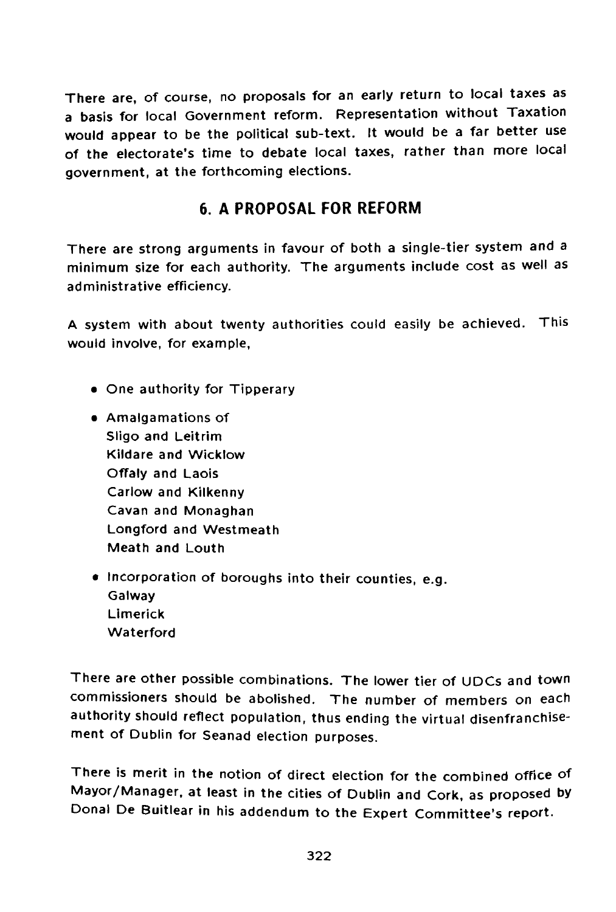There are, of course, no proposals for an early return to local taxes as a basis for local Government reform. Representation without Taxation would appear to be the political sub-text. It would be a far better use of the electorate's time to debate local taxes, rather than more local government, at the forthcoming elections.

## 6. A PROPOSAL FOR REFORM

There are strong arguments in favour of both a single-tier system and a minimum size for each authority. The arguments include cost as well as administrative efficiency.

A system with about twenty authorities could easily be achieved. This would involve, for example,

- One authority for Tipperary
- Amalgamations of
  Sligo and Leitrim
  Kildare and Wicklow
  Offaly and Laois
  Carlow and Kilkenny
  Cavan and Monaghan
  Longford and Westmeath
  Meath and Louth
- Incorporation of boroughs into their counties, e.g.
  Galway
  Limerick
  Waterford

There are other possible combinations. The lower tier of UDCs and town commissioners should be abolished. The number of members on each authority should reflect population, thus ending the virtual disenfranchisement of Dublin for Seanad election purposes.

There is merit in the notion of direct election for the combined office of Mayor/Manager, at least in the cities of Dublin and Cork, as proposed by Donal De Buitlear in his addendum to the Expert Committee's report.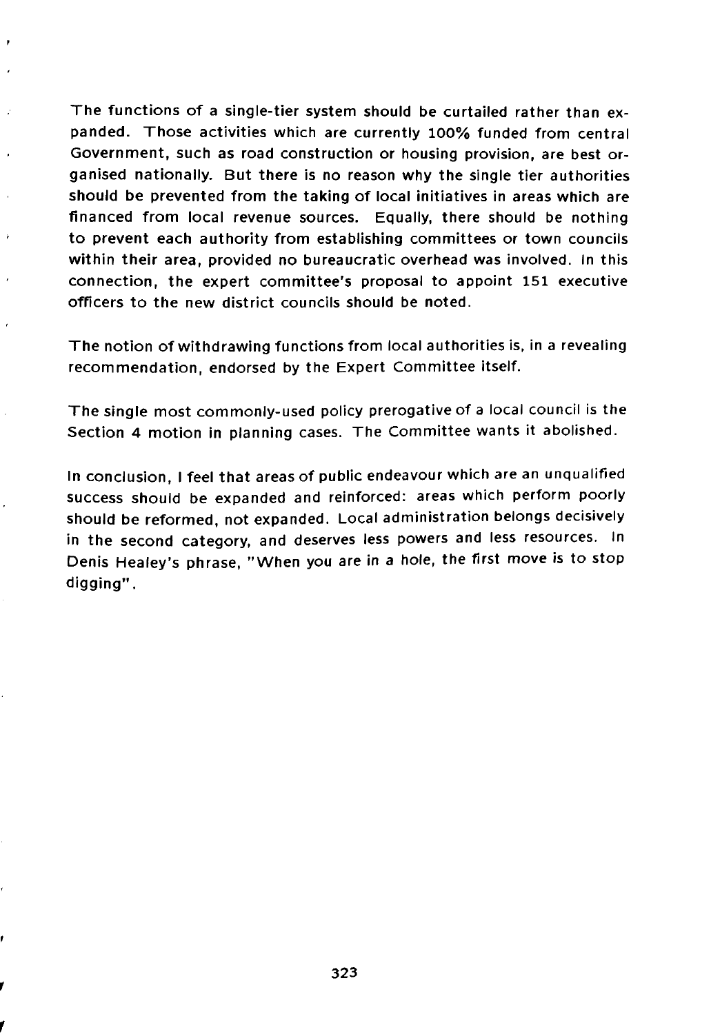The functions of a single-tier system should be curtailed rather than expanded. Those activities which are currently 100% funded from central Government, such as road construction or housing provision, are best organised nationally. But there is no reason why the single tier authorities should be prevented from the taking of local initiatives in areas which are financed from local revenue sources. Equally, there should be nothing to prevent each authority from establishing committees or town councils within their area, provided no bureaucratic overhead was involved. In this connection, the expert committee's proposal to appoint 151 executive officers to the new district councils should be noted.

The notion of withdrawing functions from local authorities is, in a revealing recommendation, endorsed by the Expert Committee itself.

The single most commonly-used policy prerogative of a local council is the Section 4 motion in planning cases. The Committee wants it abolished.

In conclusion, I feel that areas of public endeavour which are an unqualified success should be expanded and reinforced: areas which perform poorly should be reformed, not expanded. Local administration belongs decisively in the second category, and deserves less powers and less resources. In Denis Healey's phrase, "When you are in a hole, the first move is to stop digging".